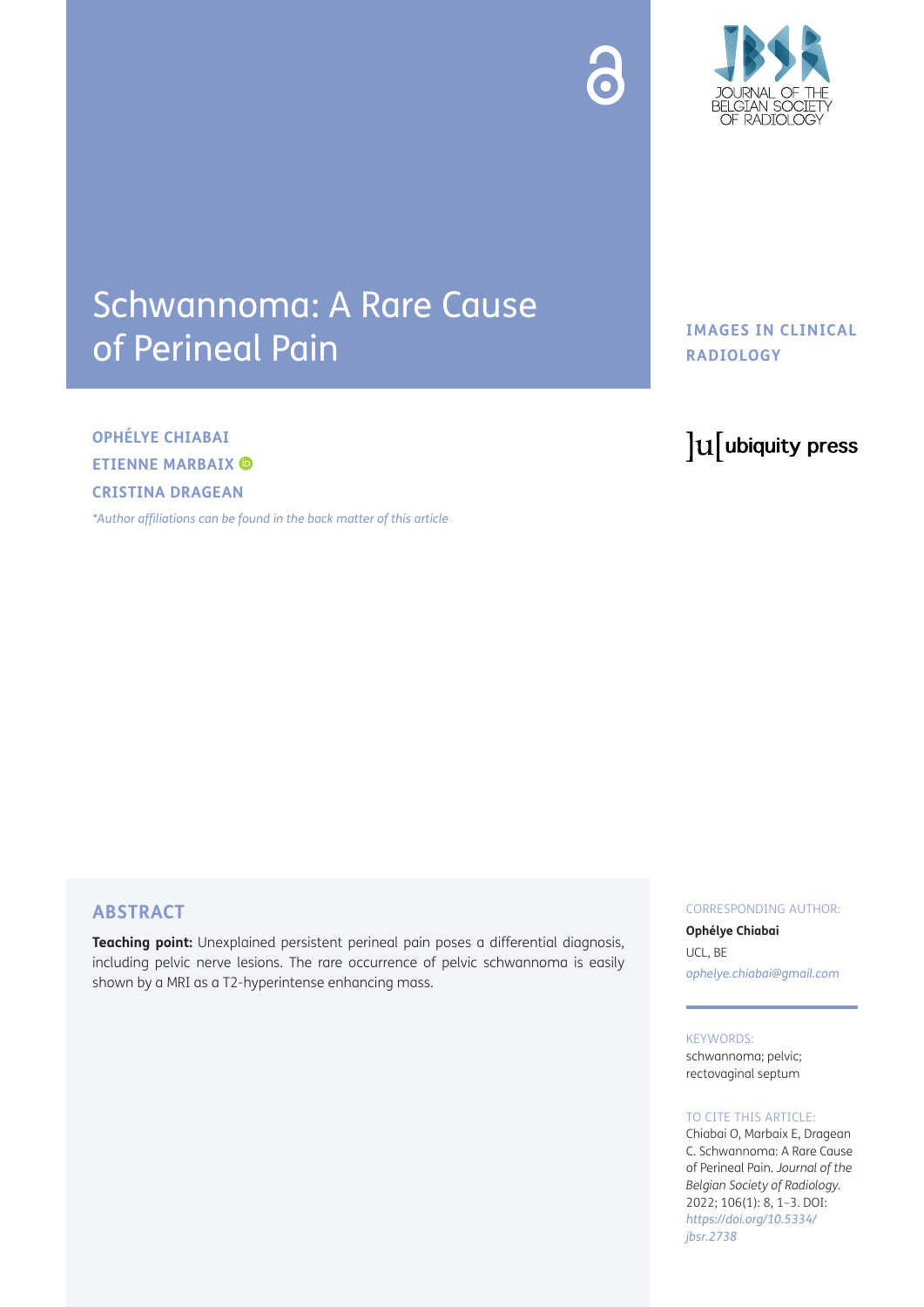# Schwannoma: A Rare Cause of Perineal Pain

**IMAGES IN CLINICAL RADIOLOGY**

**OPHÉLYE CHIABAI**

**ETIENNE MARBAIX**

**CRISTINA DRAGEAN**

*\*Author affiliations can be found in the back matter of this article*

## ABSTRACT

**Teaching point:** Unexplained persistent perineal pain poses a differential diagnosis, including pelvic nerve lesions. The rare occurrence of pelvic schwannoma is easily shown by a MRI as a T2-hyperintense enhancing mass.

CORRESPONDING AUTHOR:

**Ophélye Chiabai**

UCL, BE

*ophelye.chiabai@gmail.com*

KEYWORDS:

schwannoma; pelvic; rectovaginal septum

TO CITE THIS ARTICLE:

Chiabai O, Marbaix E, Dragean C. Schwannoma: A Rare Cause of Perineal Pain. *Journal of the Belgian Society of Radiology.* 2022; 106(1): 8, 1–3. DOI: *https://doi.org/10.5334/jbsr.2738*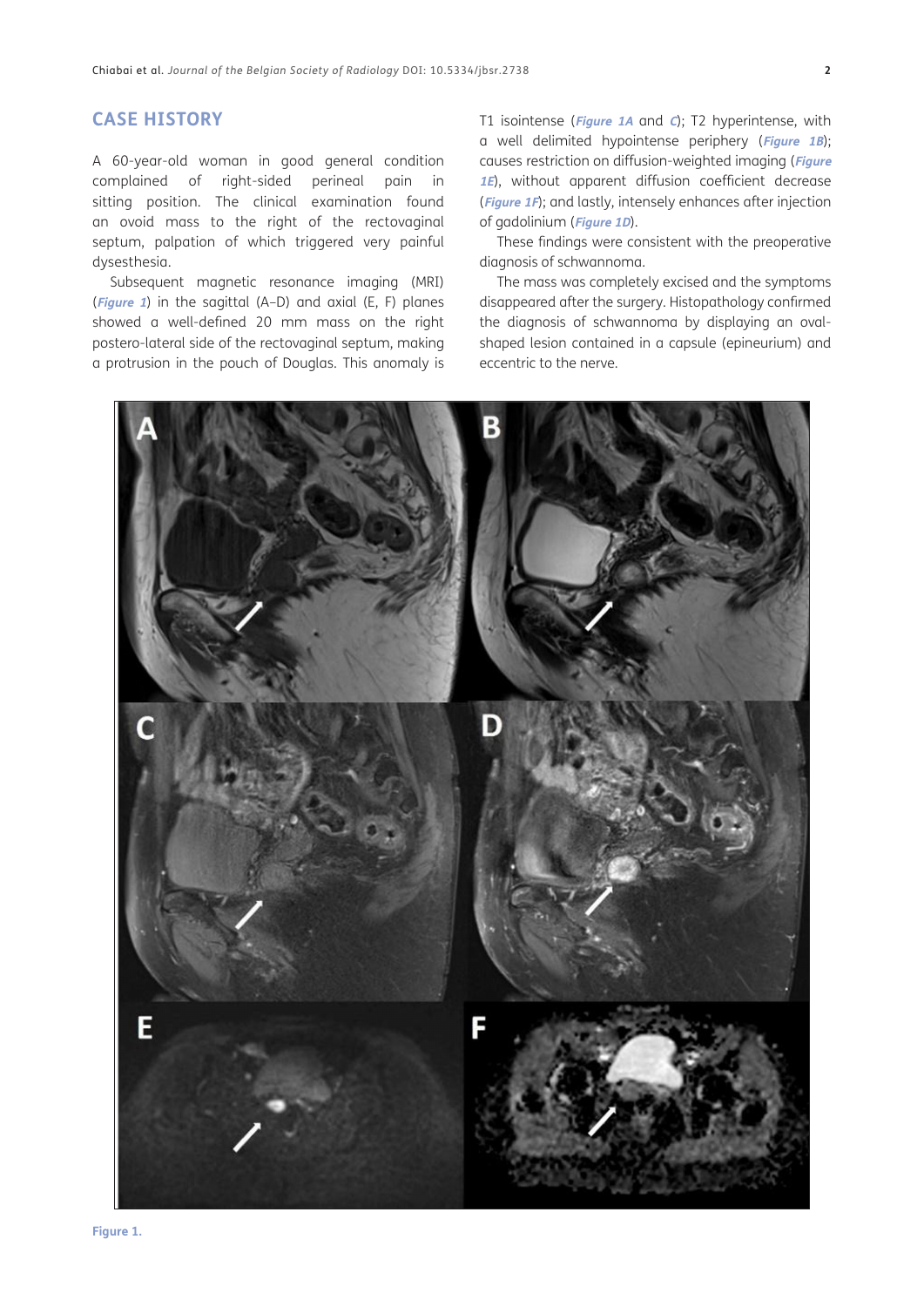## CASE HISTORY

A 60-year-old woman in good general condition complained of right-sided perineal pain in sitting position. The clinical examination found an ovoid mass to the right of the rectovaginal septum, palpation of which triggered very painful dysesthesia.

Subsequent magnetic resonance imaging (MRI) (*Figure 1*) in the sagittal (A–D) and axial (E, F) planes showed a well-defined 20 mm mass on the right postero-lateral side of the rectovaginal septum, making a protrusion in the pouch of Douglas. This anomaly is T1 isointense (*Figure 1A* and *C*); T2 hyperintense, with a well delimited hypointense periphery (*Figure 1B*); causes restriction on diffusion-weighted imaging (*Figure 1E*), without apparent diffusion coefficient decrease (*Figure 1F*); and lastly, intensely enhances after injection of gadolinium (*Figure 1D*).

These findings were consistent with the preoperative diagnosis of schwannoma.

The mass was completely excised and the symptoms disappeared after the surgery. Histopathology confirmed the diagnosis of schwannoma by displaying an oval-shaped lesion contained in a capsule (epineurium) and eccentric to the nerve.

**Figure 1.**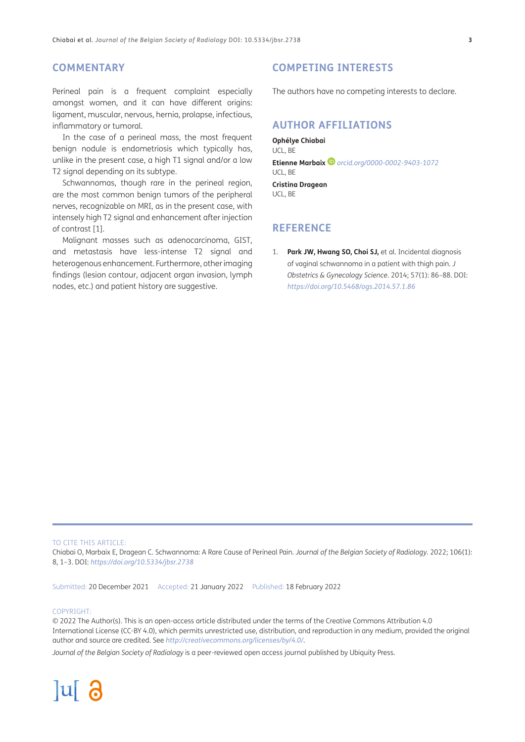## COMMENTARY

Perineal pain is a frequent complaint especially amongst women, and it can have different origins: ligament, muscular, nervous, hernia, prolapse, infectious, inflammatory or tumoral.

In the case of a perineal mass, the most frequent benign nodule is endometriosis which typically has, unlike in the present case, a high T1 signal and/or a low T2 signal depending on its subtype.

Schwannomas, though rare in the perineal region, are the most common benign tumors of the peripheral nerves, recognizable on MRI, as in the present case, with intensely high T2 signal and enhancement after injection of contrast [1].

Malignant masses such as adenocarcinoma, GIST, and metastasis have less-intense T2 signal and heterogenous enhancement. Furthermore, other imaging findings (lesion contour, adjacent organ invasion, lymph nodes, etc.) and patient history are suggestive.

## COMPETING INTERESTS

The authors have no competing interests to declare.

## AUTHOR AFFILIATIONS

**Ophélye Chiabai**
UCL, BE

**Etienne Marbaix** *orcid.org/0000-0002-9403-1072*
UCL, BE

**Cristina Dragean**
UCL, BE

## REFERENCE

1. **Park JW, Hwang SO, Choi SJ,** et al. Incidental diagnosis of vaginal schwannoma in a patient with thigh pain. *J Obstetrics & Gynecology Science*. 2014; 57(1): 86–88. DOI: *https://doi.org/10.5468/ogs.2014.57.1.86*

TO CITE THIS ARTICLE:

Chiabai O, Marbaix E, Dragean C. Schwannoma: A Rare Cause of Perineal Pain. *Journal of the Belgian Society of Radiology*. 2022; 106(1): 8, 1–3. DOI: *https://doi.org/10.5334/jbsr.2738*

Submitted: 20 December 2021 Accepted: 21 January 2022 Published: 18 February 2022

COPYRIGHT:

© 2022 The Author(s). This is an open-access article distributed under the terms of the Creative Commons Attribution 4.0 International License (CC-BY 4.0), which permits unrestricted use, distribution, and reproduction in any medium, provided the original author and source are credited. See *http://creativecommons.org/licenses/by/4.0/*.

*Journal of the Belgian Society of Radiology* is a peer-reviewed open access journal published by Ubiquity Press.